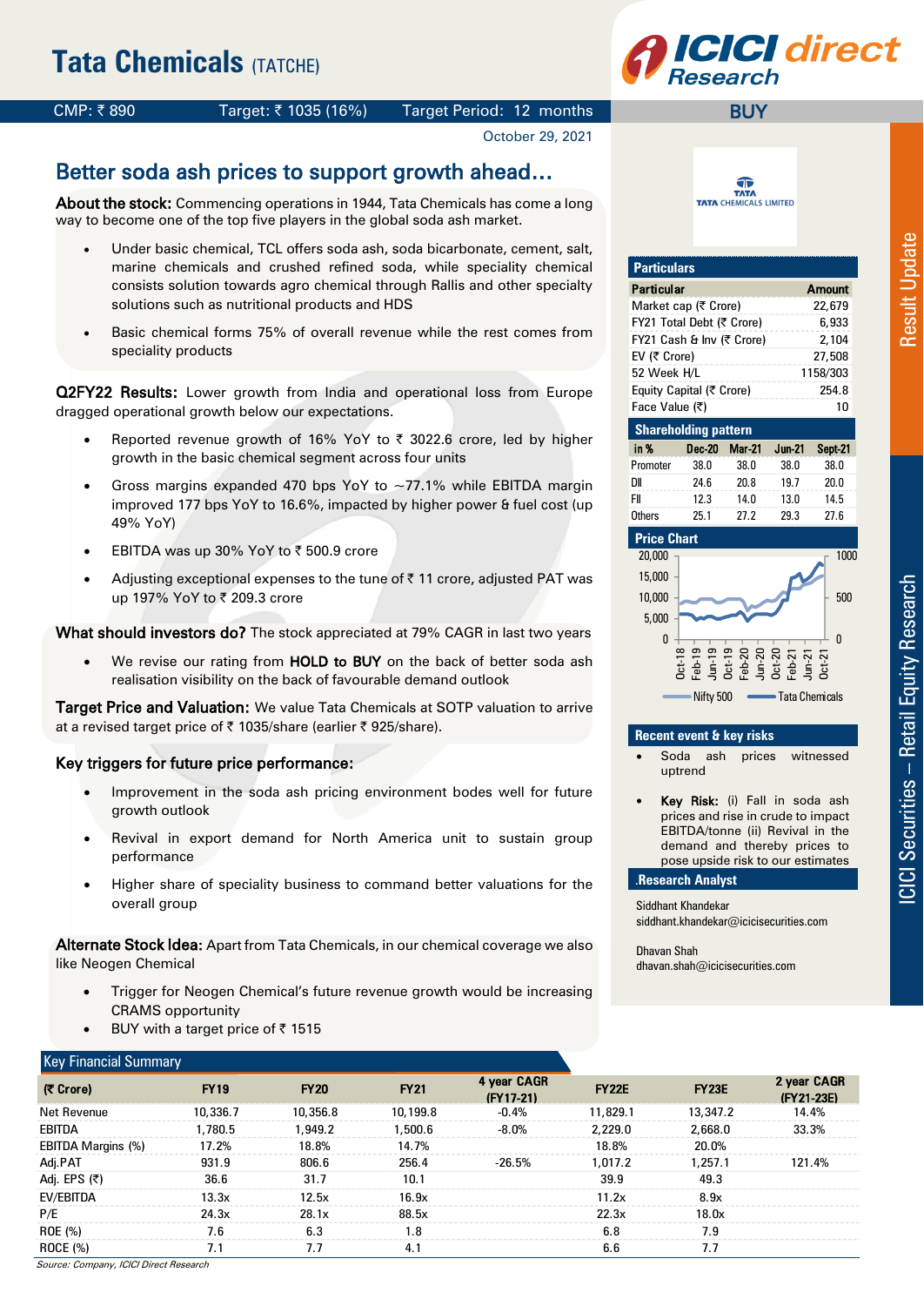# Tata Chemicals (TATCHE)

CMP: ₹ 890 | Target: ₹ 1035 (16%) | Target Period: 12 months | BUY

October 29, 2021

## Better soda ash prices to support growth ahead…

**About the stock:** Commencing operations in 1944, Tata Chemicals has come a long way to become one of the top five players in the global soda ash market.

- Under basic chemical, TCL offers soda ash, soda bicarbonate, cement, salt, marine chemicals and crushed refined soda, while speciality chemical consists solution towards agro chemical through Rallis and other specialty solutions such as nutritional products and HDS
- Basic chemical forms 75% of overall revenue while the rest comes from speciality products

**Q2FY22 Results:** Lower growth from India and operational loss from Europe dragged operational growth below our expectations.

- Reported revenue growth of 16% YoY to ₹ 3022.6 crore, led by higher growth in the basic chemical segment across four units
- Gross margins expanded 470 bps YoY to ~77.1% while EBITDA margin improved 177 bps YoY to 16.6%, impacted by higher power & fuel cost (up 49% YoY)
- EBITDA was up 30% YoY to ₹ 500.9 crore
- Adjusting exceptional expenses to the tune of ₹ 11 crore, adjusted PAT was up 197% YoY to ₹ 209.3 crore

**What should investors do?** The stock appreciated at 79% CAGR in last two years

- We revise our rating from **HOLD to BUY** on the back of better soda ash realisation visibility on the back of favourable demand outlook

**Target Price and Valuation:** We value Tata Chemicals at SOTP valuation to arrive at a revised target price of ₹ 1035/share (earlier ₹ 925/share).

**Key triggers for future price performance:**

- Improvement in the soda ash pricing environment bodes well for future growth outlook
- Revival in export demand for North America unit to sustain group performance
- Higher share of speciality business to command better valuations for the overall group

**Alternate Stock Idea:** Apart from Tata Chemicals, in our chemical coverage we also like Neogen Chemical

- Trigger for Neogen Chemical's future revenue growth would be increasing CRAMS opportunity
- BUY with a target price of ₹ 1515

### Particulars

| Particular | Amount |
|---|---|
| Market cap (₹ Crore) | 22,679 |
| FY21 Total Debt (₹ Crore) | 6,933 |
| FY21 Cash & Inv (₹ Crore) | 2,104 |
| EV (₹ Crore) | 27,508 |
| 52 Week H/L | 1158/303 |
| Equity Capital (₹ Crore) | 254.8 |
| Face Value (₹) | 10 |

### Shareholding pattern

| in % | Dec-20 | Mar-21 | Jun-21 | Sept-21 |
|---|---|---|---|---|
| Promoter | 38.0 | 38.0 | 38.0 | 38.0 |
| DII | 24.6 | 20.8 | 19.7 | 20.0 |
| FII | 12.3 | 14.0 | 13.0 | 14.5 |
| Others | 25.1 | 27.2 | 29.3 | 27.6 |

### Price Chart

### Recent event & key risks

- Soda ash prices witnessed uptrend
- **Key Risk:** (i) Fall in soda ash prices and rise in crude to impact EBITDA/tonne (ii) Revival in the demand and thereby prices to pose upside risk to our estimates

### Research Analyst

Siddhant Khandekar
siddhant.khandekar@icicisecurities.com

Dhavan Shah
dhavan.shah@icicisecurities.com

### Key Financial Summary

| (₹ Crore) | FY19 | FY20 | FY21 | 4 year CAGR (FY17-21) | FY22E | FY23E | 2 year CAGR (FY21-23E) |
|---|---|---|---|---|---|---|---|
| Net Revenue | 10,336.7 | 10,356.8 | 10,199.8 | -0.4% | 11,829.1 | 13,347.2 | 14.4% |
| EBITDA | 1,780.5 | 1,949.2 | 1,500.6 | -8.0% | 2,229.0 | 2,668.0 | 33.3% |
| EBITDA Margins (%) | 17.2% | 18.8% | 14.7% | | 18.8% | 20.0% | |
| Adj.PAT | 931.9 | 806.6 | 256.4 | -26.5% | 1,017.2 | 1,257.1 | 121.4% |
| Adj. EPS (₹) | 36.6 | 31.7 | 10.1 | | 39.9 | 49.3 | |
| EV/EBITDA | 13.3x | 12.5x | 16.9x | | 11.2x | 8.9x | |
| P/E | 24.3x | 28.1x | 88.5x | | 22.3x | 18.0x | |
| ROE (%) | 7.6 | 6.3 | 1.8 | | 6.8 | 7.9 | |
| ROCE (%) | 7.1 | 7.7 | 4.1 | | 6.6 | 7.7 | |

*Source: Company, ICICI Direct Research*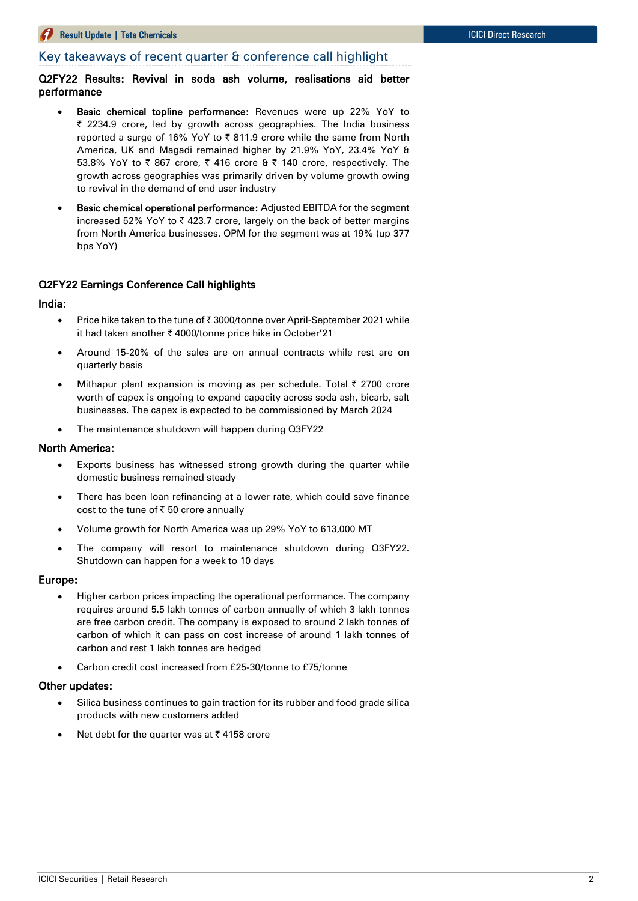## Key takeaways of recent quarter & conference call highlight

### Q2FY22 Results: Revival in soda ash volume, realisations aid better performance

- **Basic chemical topline performance:** Revenues were up 22% YoY to ₹ 2234.9 crore, led by growth across geographies. The India business reported a surge of 16% YoY to ₹ 811.9 crore while the same from North America, UK and Magadi remained higher by 21.9% YoY, 23.4% YoY & 53.8% YoY to ₹ 867 crore, ₹ 416 crore & ₹ 140 crore, respectively. The growth across geographies was primarily driven by volume growth owing to revival in the demand of end user industry
- **Basic chemical operational performance:** Adjusted EBITDA for the segment increased 52% YoY to ₹ 423.7 crore, largely on the back of better margins from North America businesses. OPM for the segment was at 19% (up 377 bps YoY)

### Q2FY22 Earnings Conference Call highlights

#### India:

- Price hike taken to the tune of ₹ 3000/tonne over April-September 2021 while it had taken another ₹ 4000/tonne price hike in October'21
- Around 15-20% of the sales are on annual contracts while rest are on quarterly basis
- Mithapur plant expansion is moving as per schedule. Total ₹ 2700 crore worth of capex is ongoing to expand capacity across soda ash, bicarb, salt businesses. The capex is expected to be commissioned by March 2024
- The maintenance shutdown will happen during Q3FY22

#### North America:

- Exports business has witnessed strong growth during the quarter while domestic business remained steady
- There has been loan refinancing at a lower rate, which could save finance cost to the tune of ₹ 50 crore annually
- Volume growth for North America was up 29% YoY to 613,000 MT
- The company will resort to maintenance shutdown during Q3FY22. Shutdown can happen for a week to 10 days

#### Europe:

- Higher carbon prices impacting the operational performance. The company requires around 5.5 lakh tonnes of carbon annually of which 3 lakh tonnes are free carbon credit. The company is exposed to around 2 lakh tonnes of carbon of which it can pass on cost increase of around 1 lakh tonnes of carbon and rest 1 lakh tonnes are hedged
- Carbon credit cost increased from £25-30/tonne to £75/tonne

#### Other updates:

- Silica business continues to gain traction for its rubber and food grade silica products with new customers added
- Net debt for the quarter was at ₹ 4158 crore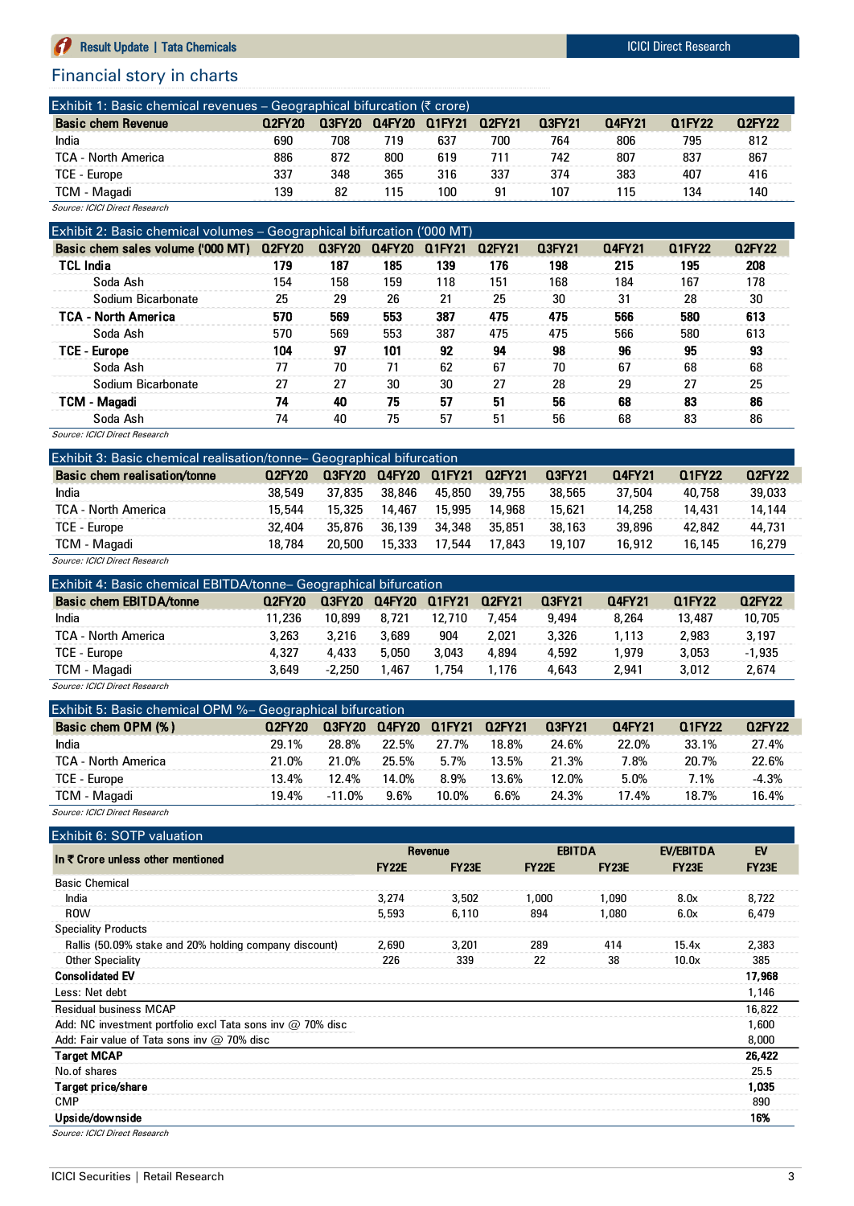## Financial story in charts

**Exhibit 1: Basic chemical revenues – Geographical bifurcation (₹ crore)**

| Basic chem Revenue | Q2FY20 | Q3FY20 | Q4FY20 | Q1FY21 | Q2FY21 | Q3FY21 | Q4FY21 | Q1FY22 | Q2FY22 |
|---|---|---|---|---|---|---|---|---|---|
| India | 690 | 708 | 719 | 637 | 700 | 764 | 806 | 795 | 812 |
| TCA - North America | 886 | 872 | 800 | 619 | 711 | 742 | 807 | 837 | 867 |
| TCE - Europe | 337 | 348 | 365 | 316 | 337 | 374 | 383 | 407 | 416 |
| TCM - Magadi | 139 | 82 | 115 | 100 | 91 | 107 | 115 | 134 | 140 |

*Source: ICICI Direct Research*

**Exhibit 2: Basic chemical volumes – Geographical bifurcation ('000 MT)**

| Basic chem sales volume ('000 MT) | Q2FY20 | Q3FY20 | Q4FY20 | Q1FY21 | Q2FY21 | Q3FY21 | Q4FY21 | Q1FY22 | Q2FY22 |
|---|---|---|---|---|---|---|---|---|---|
| **TCL India** | **179** | **187** | **185** | **139** | **176** | **198** | **215** | **195** | **208** |
| Soda Ash | 154 | 158 | 159 | 118 | 151 | 168 | 184 | 167 | 178 |
| Sodium Bicarbonate | 25 | 29 | 26 | 21 | 25 | 30 | 31 | 28 | 30 |
| **TCA - North America** | **570** | **569** | **553** | **387** | **475** | **475** | **566** | **580** | **613** |
| Soda Ash | 570 | 569 | 553 | 387 | 475 | 475 | 566 | 580 | 613 |
| **TCE - Europe** | **104** | **97** | **101** | **92** | **94** | **98** | **96** | **95** | **93** |
| Soda Ash | 77 | 70 | 71 | 62 | 67 | 70 | 67 | 68 | 68 |
| Sodium Bicarbonate | 27 | 27 | 30 | 30 | 27 | 28 | 29 | 27 | 25 |
| **TCM - Magadi** | **74** | **40** | **75** | **57** | **51** | **56** | **68** | **83** | **86** |
| Soda Ash | 74 | 40 | 75 | 57 | 51 | 56 | 68 | 83 | 86 |

*Source: ICICI Direct Research*

**Exhibit 3: Basic chemical realisation/tonne– Geographical bifurcation**

| Basic chem realisation/tonne | Q2FY20 | Q3FY20 | Q4FY20 | Q1FY21 | Q2FY21 | Q3FY21 | Q4FY21 | Q1FY22 | Q2FY22 |
|---|---|---|---|---|---|---|---|---|---|
| India | 38,549 | 37,835 | 38,846 | 45,850 | 39,755 | 38,565 | 37,504 | 40,758 | 39,033 |
| TCA - North America | 15,544 | 15,325 | 14,467 | 15,995 | 14,968 | 15,621 | 14,258 | 14,431 | 14,144 |
| TCE - Europe | 32,404 | 35,876 | 36,139 | 34,348 | 35,851 | 38,163 | 39,896 | 42,842 | 44,731 |
| TCM - Magadi | 18,784 | 20,500 | 15,333 | 17,544 | 17,843 | 19,107 | 16,912 | 16,145 | 16,279 |

*Source: ICICI Direct Research*

**Exhibit 4: Basic chemical EBITDA/tonne– Geographical bifurcation**

| Basic chem EBITDA/tonne | Q2FY20 | Q3FY20 | Q4FY20 | Q1FY21 | Q2FY21 | Q3FY21 | Q4FY21 | Q1FY22 | Q2FY22 |
|---|---|---|---|---|---|---|---|---|---|
| India | 11,236 | 10,899 | 8,721 | 12,710 | 7,454 | 9,494 | 8,264 | 13,487 | 10,705 |
| TCA - North America | 3,263 | 3,216 | 3,689 | 904 | 2,021 | 3,326 | 1,113 | 2,983 | 3,197 |
| TCE - Europe | 4,327 | 4,433 | 5,050 | 3,043 | 4,894 | 4,592 | 1,979 | 3,053 | -1,935 |
| TCM - Magadi | 3,649 | -2,250 | 1,467 | 1,754 | 1,176 | 4,643 | 2,941 | 3,012 | 2,674 |

*Source: ICICI Direct Research*

**Exhibit 5: Basic chemical OPM %– Geographical bifurcation**

| Basic chem OPM (%) | Q2FY20 | Q3FY20 | Q4FY20 | Q1FY21 | Q2FY21 | Q3FY21 | Q4FY21 | Q1FY22 | Q2FY22 |
|---|---|---|---|---|---|---|---|---|---|
| India | 29.1% | 28.8% | 22.5% | 27.7% | 18.8% | 24.6% | 22.0% | 33.1% | 27.4% |
| TCA - North America | 21.0% | 21.0% | 25.5% | 5.7% | 13.5% | 21.3% | 7.8% | 20.7% | 22.6% |
| TCE - Europe | 13.4% | 12.4% | 14.0% | 8.9% | 13.6% | 12.0% | 5.0% | 7.1% | -4.3% |
| TCM - Magadi | 19.4% | -11.0% | 9.6% | 10.0% | 6.6% | 24.3% | 17.4% | 18.7% | 16.4% |

*Source: ICICI Direct Research*

**Exhibit 6: SOTP valuation**

| In ₹ Crore unless other mentioned | Revenue | | EBITDA | | EV/EBITDA | EV |
|---|---|---|---|---|---|---|
| | FY22E | FY23E | FY22E | FY23E | FY23E | FY23E |
| Basic Chemical | | | | | | |
| India | 3,274 | 3,502 | 1,000 | 1,090 | 8.0x | 8,722 |
| ROW | 5,593 | 6,110 | 894 | 1,080 | 6.0x | 6,479 |
| Speciality Products | | | | | | |
| Rallis (50.09% stake and 20% holding company discount) | 2,690 | 3,201 | 289 | 414 | 15.4x | 2,383 |
| Other Speciality | 226 | 339 | 22 | 38 | 10.0x | 385 |
| **Consolidated EV** | | | | | | **17,968** |
| Less: Net debt | | | | | | 1,146 |
| Residual business MCAP | | | | | | 16,822 |
| Add: NC investment portfolio excl Tata sons inv @ 70% disc | | | | | | 1,600 |
| Add: Fair value of Tata sons inv @ 70% disc | | | | | | 8,000 |
| **Target MCAP** | | | | | | **26,422** |
| No.of shares | | | | | | 25.5 |
| **Target price/share** | | | | | | **1,035** |
| CMP | | | | | | 890 |
| **Upside/downside** | | | | | | **16%** |

*Source: ICICI Direct Research*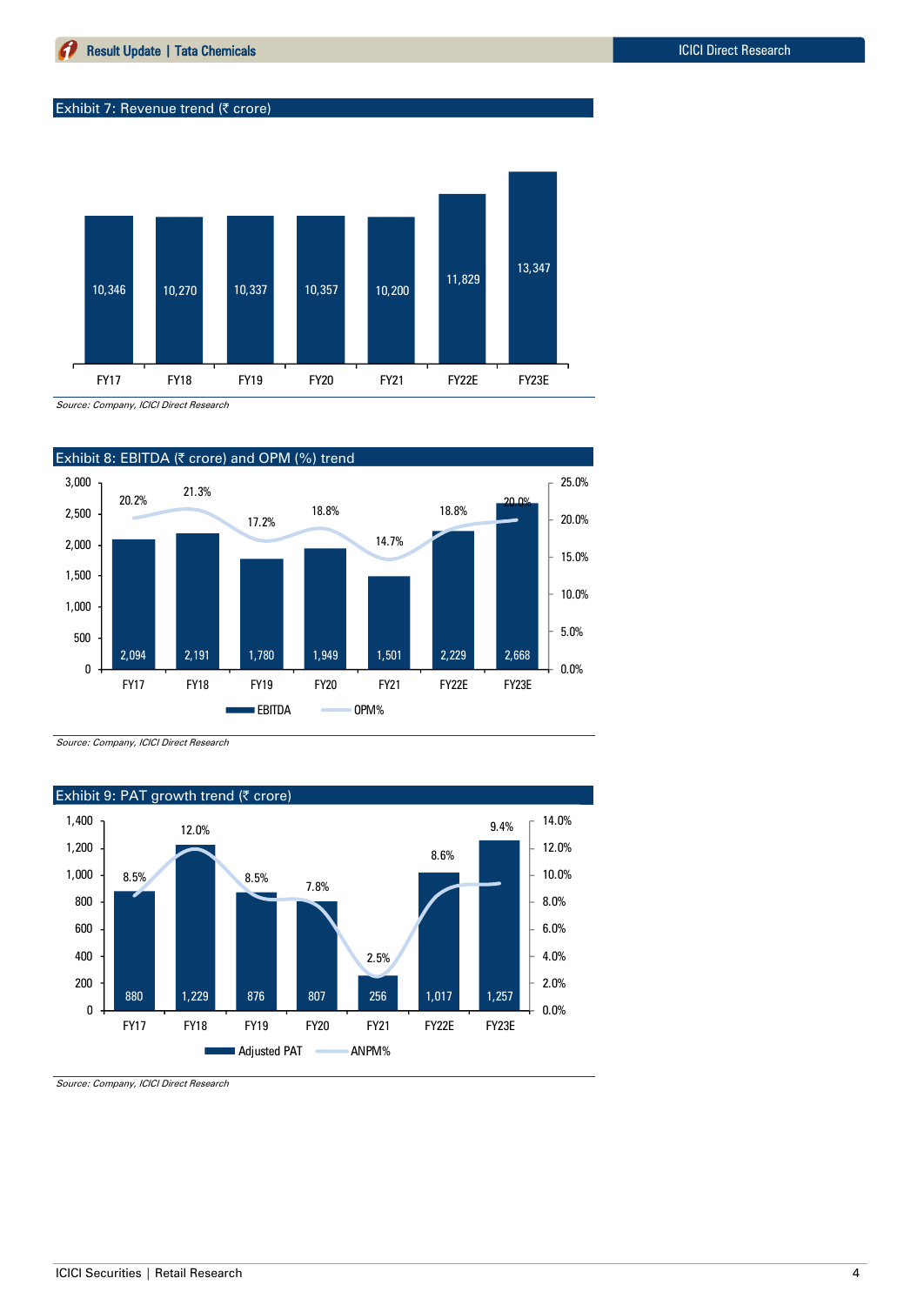### Exhibit 7: Revenue trend (₹ crore)

| | FY17 | FY18 | FY19 | FY20 | FY21 | FY22E | FY23E |
|---|---|---|---|---|---|---|---|
| Revenue | 10,346 | 10,270 | 10,337 | 10,357 | 10,200 | 11,829 | 13,347 |

*Source: Company, ICICI Direct Research*

### Exhibit 8: EBITDA (₹ crore) and OPM (%) trend

| | FY17 | FY18 | FY19 | FY20 | FY21 | FY22E | FY23E |
|---|---|---|---|---|---|---|---|
| EBITDA | 2,094 | 2,191 | 1,780 | 1,949 | 1,501 | 2,229 | 2,668 |
| OPM% | 20.2% | 21.3% | 17.2% | 18.8% | 14.7% | 18.8% | 20.0% |

*Source: Company, ICICI Direct Research*

### Exhibit 9: PAT growth trend (₹ crore)

| | FY17 | FY18 | FY19 | FY20 | FY21 | FY22E | FY23E |
|---|---|---|---|---|---|---|---|
| Adjusted PAT | 880 | 1,229 | 876 | 807 | 256 | 1,017 | 1,257 |
| ANPM% | 8.5% | 12.0% | 8.5% | 7.8% | 2.5% | 8.6% | 9.4% |

*Source: Company, ICICI Direct Research*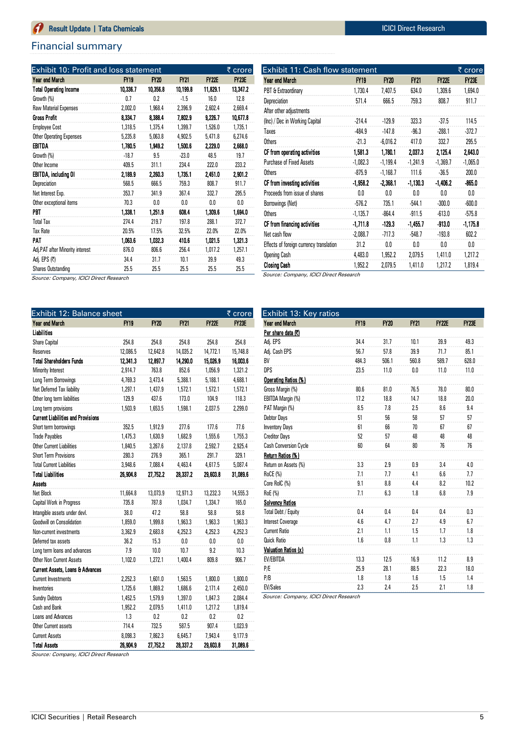## Financial summary

**Exhibit 10: Profit and loss statement** (₹ crore)

| Year end March | FY19 | FY20 | FY21 | FY22E | FY23E |
|---|---|---|---|---|---|
| **Total Operating Income** | **10,336.7** | **10,356.8** | **10,199.8** | **11,829.1** | **13,347.2** |
| Growth (%) | 0.7 | 0.2 | -1.5 | 16.0 | 12.8 |
| Raw Material Expenses | 2,002.0 | 1,968.4 | 2,396.9 | 2,602.4 | 2,669.4 |
| **Gross Profit** | **8,334.7** | **8,388.4** | **7,802.9** | **9,226.7** | **10,677.8** |
| Employee Cost | 1,318.5 | 1,375.4 | 1,399.7 | 1,526.0 | 1,735.1 |
| Other Operating Expenses | 5,235.8 | 5,063.8 | 4,902.5 | 5,471.8 | 6,274.6 |
| **EBITDA** | **1,780.5** | **1,949.2** | **1,500.6** | **2,229.0** | **2,668.0** |
| Growth (%) | -18.7 | 9.5 | -23.0 | 48.5 | 19.7 |
| Other Income | 409.5 | 311.1 | 234.4 | 222.0 | 233.2 |
| **EBITDA, including OI** | **2,189.9** | **2,260.3** | **1,735.1** | **2,451.0** | **2,901.2** |
| Depreciation | 568.5 | 666.5 | 759.3 | 808.7 | 911.7 |
| Net Interest Exp. | 353.7 | 341.9 | 367.4 | 332.7 | 295.5 |
| Other exceptional items | 70.3 | 0.0 | 0.0 | 0.0 | 0.0 |
| **PBT** | **1,338.1** | **1,251.9** | **608.4** | **1,309.6** | **1,694.0** |
| Total Tax | 274.4 | 219.7 | 197.8 | 288.1 | 372.7 |
| Tax Rate | 20.5% | 17.5% | 32.5% | 22.0% | 22.0% |
| **PAT** | **1,063.6** | **1,032.3** | **410.6** | **1,021.5** | **1,321.3** |
| Adj.PAT after Minority interest | 876.0 | 806.6 | 256.4 | 1,017.2 | 1,257.1 |
| Adj. EPS (₹) | 34.4 | 31.7 | 10.1 | 39.9 | 49.3 |
| Shares Outstanding | 25.5 | 25.5 | 25.5 | 25.5 | 25.5 |

*Source: Company, ICICI Direct Research*

**Exhibit 11: Cash flow statement** (₹ crore)

| Year end March | FY19 | FY20 | FY21 | FY22E | FY23E |
|---|---|---|---|---|---|
| PBT & Extraordinary | 1,730.4 | 7,407.5 | 634.0 | 1,309.6 | 1,694.0 |
| Depreciation | 571.4 | 666.5 | 759.3 | 808.7 | 911.7 |
| After other adjustments | | | | | |
| (Inc) / Dec in Working Capital | -214.4 | -129.9 | 323.3 | -37.5 | 114.5 |
| Taxes | -484.9 | -147.8 | -96.3 | -288.1 | -372.7 |
| Others | -21.3 | -6,016.2 | 417.0 | 332.7 | 295.5 |
| **CF from operating activities** | **1,581.3** | **1,780.1** | **2,037.3** | **2,125.4** | **2,643.0** |
| Purchase of Fixed Assets | -1,082.3 | -1,199.4 | -1,241.9 | -1,369.7 | -1,065.0 |
| Others | -875.9 | -1,168.7 | 111.6 | -36.5 | 200.0 |
| **CF from investing activities** | **-1,958.2** | **-2,368.1** | **-1,130.3** | **-1,406.2** | **-865.0** |
| Proceeds from issue of shares | 0.0 | 0.0 | 0.0 | 0.0 | 0.0 |
| Borrowings (Net) | -576.2 | 735.1 | -544.1 | -300.0 | -600.0 |
| Others | -1,135.7 | -864.4 | -911.5 | -613.0 | -575.8 |
| **CF from financing activities** | **-1,711.8** | **-129.3** | **-1,455.7** | **-913.0** | **-1,175.8** |
| Net cash flow | -2,088.7 | -717.3 | -548.7 | -193.8 | 602.2 |
| Effects of foreign currency translation | 31.2 | 0.0 | 0.0 | 0.0 | 0.0 |
| Opening Cash | 4,483.0 | 1,952.2 | 2,079.5 | 1,411.0 | 1,217.2 |
| **Closing Cash** | **1,952.2** | **2,079.5** | **1,411.0** | **1,217.2** | **1,819.4** |

*Source: Company, ICICI Direct Research*

**Exhibit 12: Balance sheet** (₹ crore)

| Year end March | FY19 | FY20 | FY21 | FY22E | FY23E |
|---|---|---|---|---|---|
| **Liabilities** | | | | | |
| Share Capital | 254.8 | 254.8 | 254.8 | 254.8 | 254.8 |
| Reserves | 12,086.5 | 12,642.8 | 14,035.2 | 14,772.1 | 15,748.8 |
| **Total Shareholders Funds** | **12,341.3** | **12,897.7** | **14,290.0** | **15,026.9** | **16,003.6** |
| Minority Interest | 2,914.7 | 763.8 | 852.6 | 1,056.9 | 1,321.2 |
| Long Term Borrowings | 4,769.3 | 3,473.4 | 5,388.1 | 5,188.1 | 4,688.1 |
| Net Deferred Tax liability | 1,297.1 | 1,437.9 | 1,572.1 | 1,572.1 | 1,572.1 |
| Other long term liabilities | 129.9 | 437.6 | 173.0 | 104.9 | 118.3 |
| Long term provisions | 1,503.9 | 1,653.5 | 1,598.1 | 2,037.5 | 2,299.0 |
| **Current Liabilities and Provisions** | | | | | |
| Short term borrowings | 352.5 | 1,912.9 | 277.6 | 177.6 | 77.6 |
| Trade Payables | 1,475.3 | 1,630.9 | 1,682.9 | 1,555.6 | 1,755.3 |
| Other Current Liabilities | 1,840.5 | 3,267.6 | 2,137.8 | 2,592.7 | 2,925.4 |
| Short Term Provisions | 280.3 | 276.9 | 365.1 | 291.7 | 329.1 |
| Total Current Liabilities | 3,948.6 | 7,088.4 | 4,463.4 | 4,617.5 | 5,087.4 |
| **Total Liabilities** | **26,904.8** | **27,752.2** | **28,337.2** | **29,603.8** | **31,089.6** |
| **Assets** | | | | | |
| Net Block | 11,664.8 | 13,073.9 | 12,971.3 | 13,232.3 | 14,555.3 |
| Capital Work in Progress | 735.8 | 787.8 | 1,034.7 | 1,334.7 | 165.0 |
| Intangible assets under devl. | 38.0 | 47.2 | 58.8 | 58.8 | 58.8 |
| Goodwill on Consolidation | 1,859.0 | 1,999.8 | 1,963.3 | 1,963.3 | 1,963.3 |
| Non-current investments | 3,362.9 | 2,683.8 | 4,252.3 | 4,252.3 | 4,252.3 |
| Deferred tax assets | 36.2 | 15.3 | 0.0 | 0.0 | 0.0 |
| Long term loans and advances | 7.9 | 10.0 | 10.7 | 9.2 | 10.3 |
| Other Non Current Assets | 1,102.0 | 1,272.1 | 1,400.4 | 809.8 | 906.7 |
| **Current Assets, Loans & Advances** | | | | | |
| Current Investments | 2,252.3 | 1,601.0 | 1,563.5 | 1,800.0 | 1,800.0 |
| Inventories | 1,725.6 | 1,869.2 | 1,686.6 | 2,171.4 | 2,450.0 |
| Sundry Debtors | 1,452.5 | 1,579.9 | 1,397.0 | 1,847.3 | 2,084.4 |
| Cash and Bank | 1,952.2 | 2,079.5 | 1,411.0 | 1,217.2 | 1,819.4 |
| Loans and Advances | 1.3 | 0.2 | 0.2 | 0.2 | 0.2 |
| Other Current assets | 714.4 | 732.5 | 587.5 | 907.4 | 1,023.9 |
| Current Assets | 8,098.3 | 7,862.3 | 6,645.7 | 7,943.4 | 9,177.9 |
| **Total Assets** | **26,904.9** | **27,752.2** | **28,337.2** | **29,603.8** | **31,089.6** |

*Source: Company, ICICI Direct Research*

**Exhibit 13: Key ratios**

| Year end March | FY19 | FY20 | FY21 | FY22E | FY23E |
|---|---|---|---|---|---|
| **Per share data (₹)** | | | | | |
| Adj. EPS | 34.4 | 31.7 | 10.1 | 39.9 | 49.3 |
| Adj. Cash EPS | 56.7 | 57.8 | 39.9 | 71.7 | 85.1 |
| BV | 484.3 | 506.1 | 560.8 | 589.7 | 628.0 |
| DPS | 23.5 | 11.0 | 0.0 | 11.0 | 11.0 |
| **Operating Ratios (%)** | | | | | |
| Gross Margin (%) | 80.6 | 81.0 | 76.5 | 78.0 | 80.0 |
| EBITDA Margin (%) | 17.2 | 18.8 | 14.7 | 18.8 | 20.0 |
| PAT Margin (%) | 8.5 | 7.8 | 2.5 | 8.6 | 9.4 |
| Debtor Days | 51 | 56 | 58 | 57 | 57 |
| Inventory Days | 61 | 66 | 70 | 67 | 67 |
| Creditor Days | 52 | 57 | 48 | 48 | 48 |
| Cash Conversion Cycle | 60 | 64 | 80 | 76 | 76 |
| **Return Ratios (%)** | | | | | |
| Return on Assets (%) | 3.3 | 2.9 | 0.9 | 3.4 | 4.0 |
| RoCE (%) | 7.1 | 7.7 | 4.1 | 6.6 | 7.7 |
| Core RoIC (%) | 9.1 | 8.8 | 4.4 | 8.2 | 10.2 |
| RoE (%) | 7.1 | 6.3 | 1.8 | 6.8 | 7.9 |
| **Solvency Ratios** | | | | | |
| Total Debt / Equity | 0.4 | 0.4 | 0.4 | 0.4 | 0.3 |
| Interest Coverage | 4.6 | 4.7 | 2.7 | 4.9 | 6.7 |
| Current Ratio | 2.1 | 1.1 | 1.5 | 1.7 | 1.8 |
| Quick Ratio | 1.6 | 0.8 | 1.1 | 1.3 | 1.3 |
| **Valuation Ratios (x)** | | | | | |
| EV/EBITDA | 13.3 | 12.5 | 16.9 | 11.2 | 8.9 |
| P/E | 25.9 | 28.1 | 88.5 | 22.3 | 18.0 |
| P/B | 1.8 | 1.8 | 1.6 | 1.5 | 1.4 |
| EV/Sales | 2.3 | 2.4 | 2.5 | 2.1 | 1.8 |

*Source: Company, ICICI Direct Research*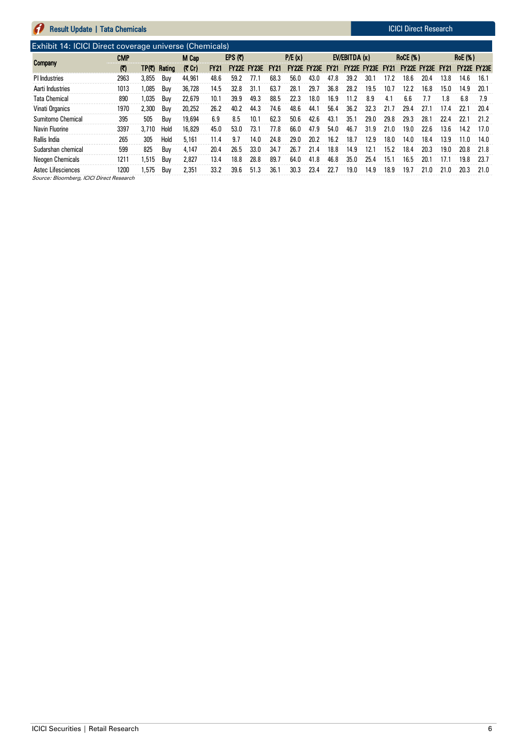## Exhibit 14: ICICI Direct coverage universe (Chemicals)

| Company | CMP | | | M Cap | EPS (₹) | | | P/E (x) | | | EV/EBITDA (x) | | | RoCE (%) | | | RoE (%) | | |
|---|---|---|---|---|---|---|---|---|---|---|---|---|---|---|---|---|---|---|---|
| | (₹) | TP(₹) | Rating | (₹ Cr) | FY21 | FY22E | FY23E | FY21 | FY22E | FY23E | FY21 | FY22E | FY23E | FY21 | FY22E | FY23E | FY21 | FY22E | FY23E |
| PI Industries | 2963 | 3,855 | Buy | 44,961 | 48.6 | 59.2 | 77.1 | 68.3 | 56.0 | 43.0 | 47.8 | 39.2 | 30.1 | 17.2 | 18.6 | 20.4 | 13.8 | 14.6 | 16.1 |
| Aarti Industries | 1013 | 1,085 | Buy | 36,728 | 14.5 | 32.8 | 31.1 | 63.7 | 28.1 | 29.7 | 36.8 | 28.2 | 19.5 | 10.7 | 12.2 | 16.8 | 15.0 | 14.9 | 20.1 |
| Tata Chemical | 890 | 1,035 | Buy | 22,679 | 10.1 | 39.9 | 49.3 | 88.5 | 22.3 | 18.0 | 16.9 | 11.2 | 8.9 | 4.1 | 6.6 | 7.7 | 1.8 | 6.8 | 7.9 |
| Vinati Organics | 1970 | 2,300 | Buy | 20,252 | 26.2 | 40.2 | 44.3 | 74.6 | 48.6 | 44.1 | 56.4 | 36.2 | 32.3 | 21.7 | 29.4 | 27.1 | 17.4 | 22.1 | 20.4 |
| Sumitomo Chemical | 395 | 505 | Buy | 19,694 | 6.9 | 8.5 | 10.1 | 62.3 | 50.6 | 42.6 | 43.1 | 35.1 | 29.0 | 29.8 | 29.3 | 28.1 | 22.4 | 22.1 | 21.2 |
| Navin Fluorine | 3397 | 3,710 | Hold | 16,829 | 45.0 | 53.0 | 73.1 | 77.8 | 66.0 | 47.9 | 54.0 | 46.7 | 31.9 | 21.0 | 19.0 | 22.6 | 13.6 | 14.2 | 17.0 |
| Rallis India | 265 | 305 | Hold | 5,161 | 11.4 | 9.7 | 14.0 | 24.8 | 29.0 | 20.2 | 16.2 | 18.7 | 12.9 | 18.0 | 14.0 | 18.4 | 13.9 | 11.0 | 14.0 |
| Sudarshan chemical | 599 | 825 | Buy | 4,147 | 20.4 | 26.5 | 33.0 | 34.7 | 26.7 | 21.4 | 18.8 | 14.9 | 12.1 | 15.2 | 18.4 | 20.3 | 19.0 | 20.8 | 21.8 |
| Neogen Chemicals | 1211 | 1,515 | Buy | 2,827 | 13.4 | 18.8 | 28.8 | 89.7 | 64.0 | 41.8 | 46.8 | 35.0 | 25.4 | 15.1 | 16.5 | 20.1 | 17.1 | 19.8 | 23.7 |
| Astec Lifesciences | 1200 | 1,575 | Buy | 2,351 | 33.2 | 39.6 | 51.3 | 36.1 | 30.3 | 23.4 | 22.7 | 19.0 | 14.9 | 18.9 | 19.7 | 21.0 | 21.0 | 20.3 | 21.0 |

*Source: Bloomberg, ICICI Direct Research*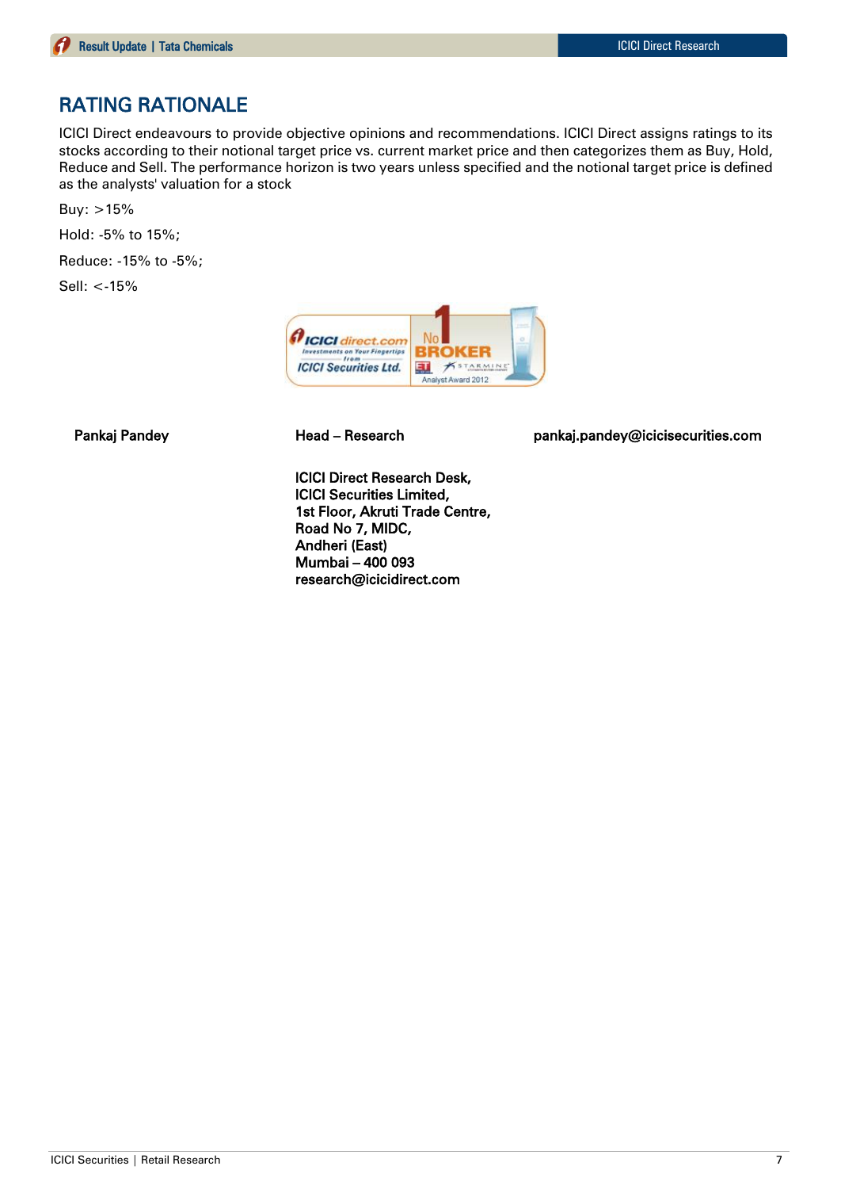# RATING RATIONALE

ICICI Direct endeavours to provide objective opinions and recommendations. ICICI Direct assigns ratings to its stocks according to their notional target price vs. current market price and then categorizes them as Buy, Hold, Reduce and Sell. The performance horizon is two years unless specified and the notional target price is defined as the analysts' valuation for a stock

Buy: >15%

Hold: -5% to 15%;

Reduce: -15% to -5%;

Sell: <-15%

**Pankaj Pandey** **Head – Research** **pankaj.pandey@icicisecurities.com**

**ICICI Direct Research Desk,**
**ICICI Securities Limited,**
**1st Floor, Akruti Trade Centre,**
**Road No 7, MIDC,**
**Andheri (East)**
**Mumbai – 400 093**
**research@icicidirect.com**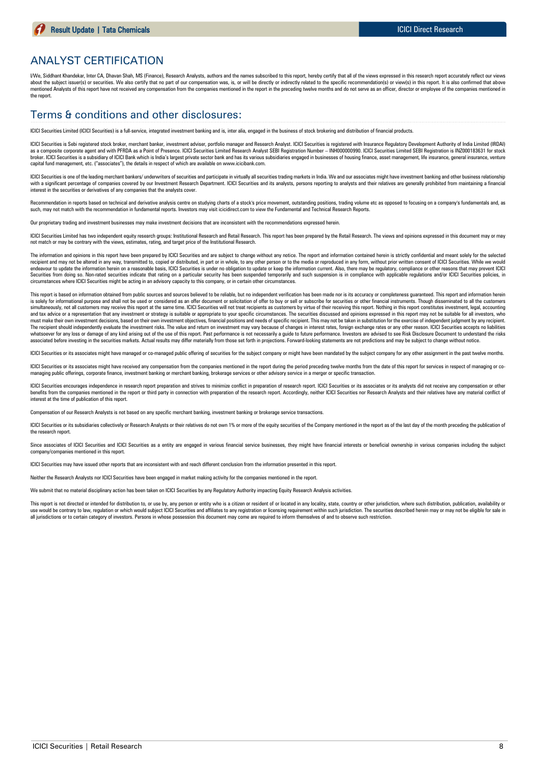## ANALYST CERTIFICATION

I/We, Siddhant Khandekar, Inter CA, Dhavan Shah, MS (Finance), Research Analysts, authors and the names subscribed to this report, hereby certify that all of the views expressed in this research report accurately reflect our views about the subject issuer(s) or securities. We also certify that no part of our compensation was, is, or will be directly or indirectly related to the specific recommendation(s) or view(s) in this report. It is also confirmed that above mentioned Analysts of this report have not received any compensation from the companies mentioned in the report in the preceding twelve months and do not serve as an officer, director or employee of the companies mentioned in the report.

## Terms & conditions and other disclosures:

ICICI Securities Limited (ICICI Securities) is a full-service, integrated investment banking and is, inter alia, engaged in the business of stock brokering and distribution of financial products.

ICICI Securities is Sebi registered stock broker, merchant banker, investment adviser, portfolio manager and Research Analyst. ICICI Securities is registered with Insurance Regulatory Development Authority of India Limited (IRDAI) as a composite corporate agent and with PFRDA as a Point of Presence. ICICI Securities Limited Research Analyst SEBI Registration Number – INH000000990. ICICI Securities Limited SEBI Registration is INZ000183631 for stock broker. ICICI Securities is a subsidiary of ICICI Bank which is India's largest private sector bank and has its various subsidiaries engaged in businesses of housing finance, asset management, life insurance, general insurance, venture capital fund management, etc. ("associates"), the details in respect of which are available on www.icicibank.com.

ICICI Securities is one of the leading merchant bankers/ underwriters of securities and participate in virtually all securities trading markets in India. We and our associates might have investment banking and other business relationship with a significant percentage of companies covered by our Investment Research Department. ICICI Securities and its analysts, persons reporting to analysts and their relatives are generally prohibited from maintaining a financial interest in the securities or derivatives of any companies that the analysts cover.

Recommendation in reports based on technical and derivative analysis centre on studying charts of a stock's price movement, outstanding positions, trading volume etc as opposed to focusing on a company's fundamentals and, as such, may not match with the recommendation in fundamental reports. Investors may visit icicidirect.com to view the Fundamental and Technical Research Reports.

Our proprietary trading and investment businesses may make investment decisions that are inconsistent with the recommendations expressed herein.

ICICI Securities Limited has two independent equity research groups: Institutional Research and Retail Research. This report has been prepared by the Retail Research. The views and opinions expressed in this document may or may not match or may be contrary with the views, estimates, rating, and target price of the Institutional Research.

The information and opinions in this report have been prepared by ICICI Securities and are subject to change without any notice. The report and information contained herein is strictly confidential and meant solely for the selected recipient and may not be altered in any way, transmitted to, copied or distributed, in part or in whole, to any other person or to the media or reproduced in any form, without prior written consent of ICICI Securities. While we would endeavour to update the information herein on a reasonable basis, ICICI Securities is under no obligation to update or keep the information current. Also, there may be regulatory, compliance or other reasons that may prevent ICICI Securities from doing so. Non-rated securities indicate that rating on a particular security has been suspended temporarily and such suspension is in compliance with applicable regulations and/or ICICI Securities policies, in circumstances where ICICI Securities might be acting in an advisory capacity to this company, or in certain other circumstances.

This report is based on information obtained from public sources and sources believed to be reliable, but no independent verification has been made nor is its accuracy or completeness guaranteed. This report and information herein is solely for informational purpose and shall not be used or considered as an offer document or solicitation of offer to buy or sell or subscribe for securities or other financial instruments. Though disseminated to all the customers simultaneously, not all customers may receive this report at the same time. ICICI Securities will not treat recipients as customers by virtue of their receiving this report. Nothing in this report constitutes investment, legal, accounting and tax advice or a representation that any investment or strategy is suitable or appropriate to your specific circumstances. The securities discussed and opinions expressed in this report may not be suitable for all investors, who must make their own investment decisions, based on their own investment objectives, financial positions and needs of specific recipient. This may not be taken in substitution for the exercise of independent judgment by any recipient. The recipient should independently evaluate the investment risks. The value and return on investment may vary because of changes in interest rates, foreign exchange rates or any other reason. ICICI Securities accepts no liabilities whatsoever for any loss or damage of any kind arising out of the use of this report. Past performance is not necessarily a guide to future performance. Investors are advised to see Risk Disclosure Document to understand the risks associated before investing in the securities markets. Actual results may differ materially from those set forth in projections. Forward-looking statements are not predictions and may be subject to change without notice.

ICICI Securities or its associates might have managed or co-managed public offering of securities for the subject company or might have been mandated by the subject company for any other assignment in the past twelve months.

ICICI Securities or its associates might have received any compensation from the companies mentioned in the report during the period preceding twelve months from the date of this report for services in respect of managing or co-managing public offerings, corporate finance, investment banking or merchant banking, brokerage services or other advisory service in a merger or specific transaction.

ICICI Securities encourages independence in research report preparation and strives to minimize conflict in preparation of research report. ICICI Securities or its associates or its analysts did not receive any compensation or other benefits from the companies mentioned in the report or third party in connection with preparation of the research report. Accordingly, neither ICICI Securities nor Research Analysts and their relatives have any material conflict of interest at the time of publication of this report.

Compensation of our Research Analysts is not based on any specific merchant banking, investment banking or brokerage service transactions.

ICICI Securities or its subsidiaries collectively or Research Analysts or their relatives do not own 1% or more of the equity securities of the Company mentioned in the report as of the last day of the month preceding the publication of the research report.

Since associates of ICICI Securities and ICICI Securities as a entity are engaged in various financial service businesses, they might have financial interests or beneficial ownership in various companies including the subject company/companies mentioned in this report.

ICICI Securities may have issued other reports that are inconsistent with and reach different conclusion from the information presented in this report.

Neither the Research Analysts nor ICICI Securities have been engaged in market making activity for the companies mentioned in the report.

We submit that no material disciplinary action has been taken on ICICI Securities by any Regulatory Authority impacting Equity Research Analysis activities.

This report is not directed or intended for distribution to, or use by, any person or entity who is a citizen or resident of or located in any locality, state, country or other jurisdiction, where such distribution, publication, availability or use would be contrary to law, regulation or which would subject ICICI Securities and affiliates to any registration or licensing requirement within such jurisdiction. The securities described herein may or may not be eligible for sale in all jurisdictions or to certain category of investors. Persons in whose possession this document may come are required to inform themselves of and to observe such restriction.